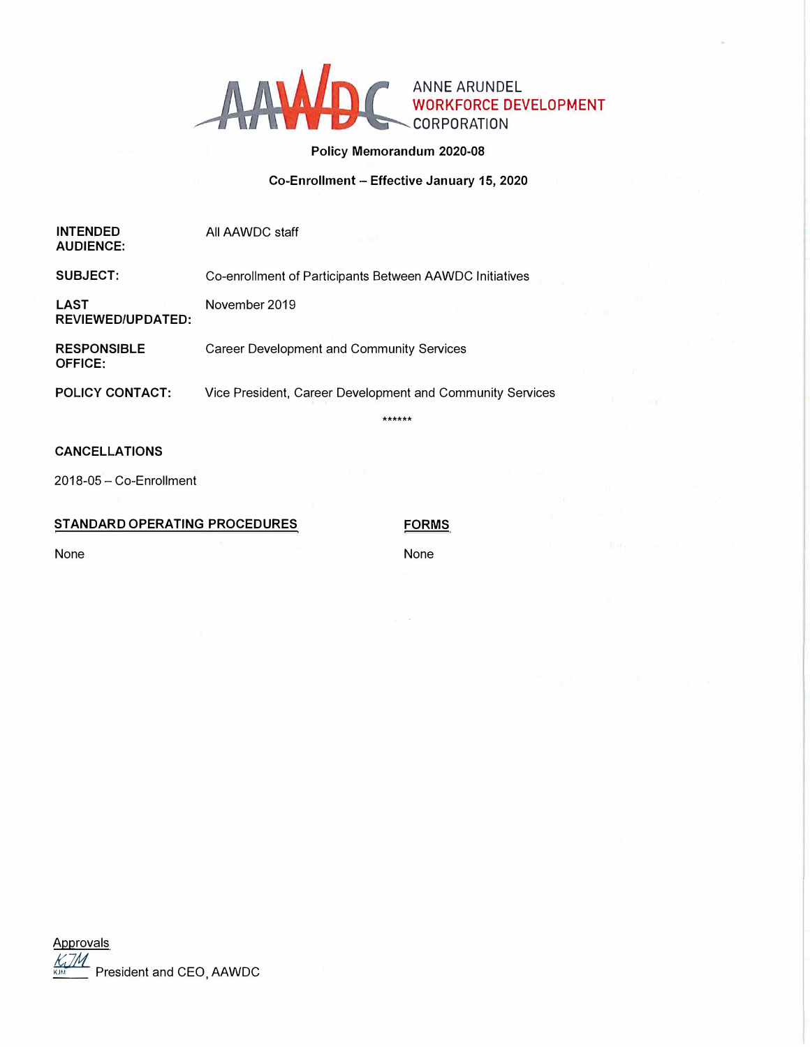ANNE ARUNDEL
WORKFORCE DEVELOPMENT
CORPORATION

**Policy Memorandum 2020-08**

**Co-Enrollment – Effective January 15, 2020**

| | |
|---|---|
| **INTENDED AUDIENCE:** | All AAWDC staff |
| **SUBJECT:** | Co-enrollment of Participants Between AAWDC Initiatives |
| **LAST REVIEWED/UPDATED:** | November 2019 |
| **RESPONSIBLE OFFICE:** | Career Development and Community Services |
| **POLICY CONTACT:** | Vice President, Career Development and Community Services |

******

**CANCELLATIONS**

2018-05 – Co-Enrollment

**STANDARD OPERATING PROCEDURES**

None

**FORMS**

None

Approvals

KJM President and CEO, AAWDC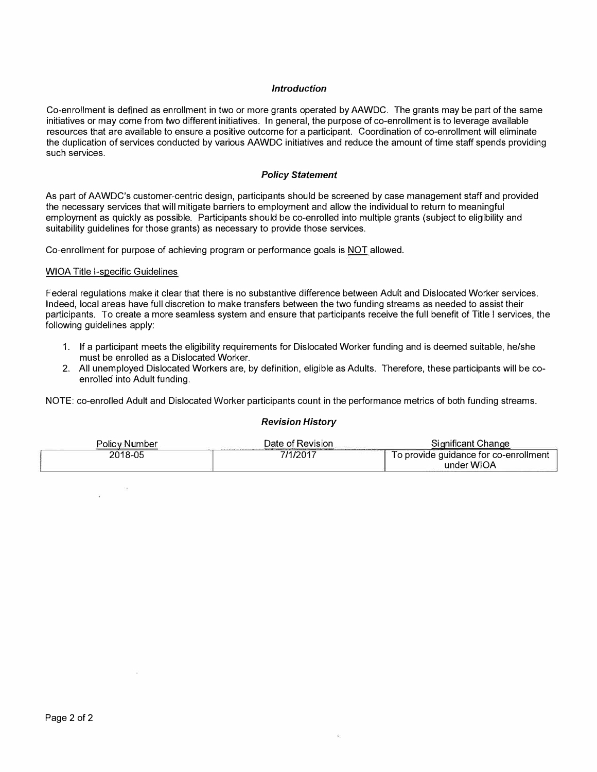### *Introduction*

Co-enrollment is defined as enrollment in two or more grants operated by AAWDC. The grants may be part of the same initiatives or may come from two different initiatives. In general, the purpose of co-enrollment is to leverage available resources that are available to ensure a positive outcome for a participant. Coordination of co-enrollment will eliminate the duplication of services conducted by various AAWDC initiatives and reduce the amount of time staff spends providing such services.

### *Policy Statement*

As part of AAWDC's customer-centric design, participants should be screened by case management staff and provided the necessary services that will mitigate barriers to employment and allow the individual to return to meaningful employment as quickly as possible. Participants should be co-enrolled into multiple grants (subject to eligibility and suitability guidelines for those grants) as necessary to provide those services.

Co-enrollment for purpose of achieving program or performance goals is NOT allowed.

WIOA Title I-specific Guidelines

Federal regulations make it clear that there is no substantive difference between Adult and Dislocated Worker services. Indeed, local areas have full discretion to make transfers between the two funding streams as needed to assist their participants. To create a more seamless system and ensure that participants receive the full benefit of Title I services, the following guidelines apply:

1. If a participant meets the eligibility requirements for Dislocated Worker funding and is deemed suitable, he/she must be enrolled as a Dislocated Worker.
2. All unemployed Dislocated Workers are, by definition, eligible as Adults. Therefore, these participants will be co-enrolled into Adult funding.

NOTE: co-enrolled Adult and Dislocated Worker participants count in the performance metrics of both funding streams.

### *Revision History*

| Policy Number | Date of Revision | Significant Change |
|---|---|---|
| 2018-05 | 7/1/2017 | To provide guidance for co-enrollment under WIOA |